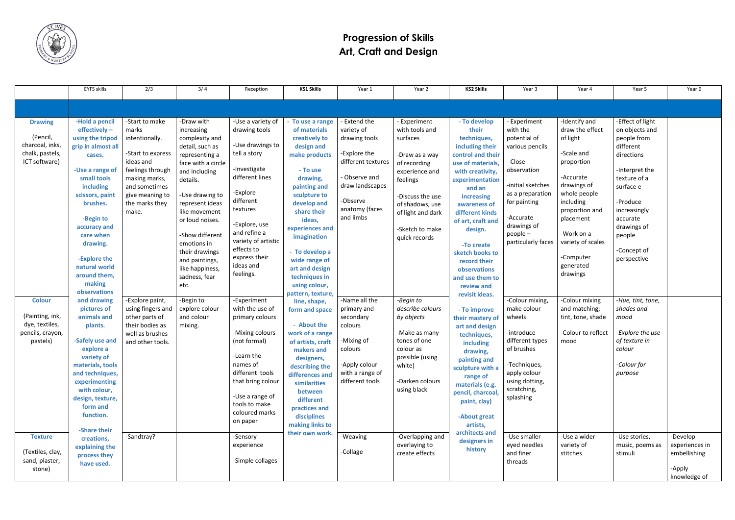# Progression of Skills
# Art, Craft and Design

| | EYFS skills | 2/3 | 3/ 4 | Reception | KS1 Skills | Year 1 | Year 2 | KS2 Skills | Year 3 | Year 4 | Year 5 | Year 6 |
|---|---|---|---|---|---|---|---|---|---|---|---|---|
| | | | | | | | | | | | | |
| **Drawing** (Pencil, charcoal, inks, chalk, pastels, ICT software) | **-Hold a pencil effectively – using the tripod grip in almost all cases.** **-Use a range of small tools including scissors, paint brushes.** **-Begin to accuracy and care when drawing.** **-Explore the natural world around them, making observations and drawing pictures of animals and plants.** **-Safely use and explore a variety of materials, tools and techniques, experimenting with colour, design, texture, form and function.** **-Share their creations, explaining the process they have used.** | -Start to make marks intentionally. -Start to express ideas and feelings through making marks, and sometimes give meaning to the marks they make. | -Draw with increasing complexity and detail, such as representing a face with a circle and including details. -Use drawing to represent ideas like movement or loud noises. -Show different emotions in their drawings and paintings, like happiness, sadness, fear etc. | -Use a variety of drawing tools -Use drawings to tell a story -Investigate different lines -Explore different textures -Explore, use and refine a variety of artistic effects to express their ideas and feelings. | **- To use a range of materials creatively to design and make products** **- To use drawing, painting and sculpture to develop and share their ideas, experiences and imagination** **- To develop a wide range of art and design techniques in using colour, pattern, texture, line, shape, form and space** **- About the work of a range of artists, craft makers and designers, describing the differences and similarities between different practices and disciplines making links to their own work.** | - Extend the variety of drawing tools -Explore the different textures - Observe and draw landscapes -Observe anatomy (faces and limbs | - Experiment with tools and surfaces -Draw as a way of recording experience and feelings -Discuss the use of shadows, use of light and dark -Sketch to make quick records | **- To develop their techniques, including their control and their use of materials, with creativity, experimentation and an increasing awareness of different kinds of art, craft and design.** **-To create sketch books to record their observations and use them to review and revisit ideas.** **- To improve their mastery of art and design techniques, including drawing, painting and sculpture with a range of materials (e.g. pencil, charcoal, paint, clay)** **-About great artists, architects and designers in history** | - Experiment with the potential of various pencils - Close observation -initial sketches as a preparation for painting -Accurate drawings of people – particularly faces | -Identify and draw the effect of light -Scale and proportion -Accurate drawings of whole people including proportion and placement -Work on a variety of scales -Computer generated drawings | -Effect of light on objects and people from different directions -Interpret the texture of a surface e -Produce increasingly accurate drawings of people -Concept of perspective | |
| **Colour** (Painting, ink, dye, textiles, pencils, crayon, pastels) | | -Explore paint, using fingers and other parts of their bodies as well as brushes and other tools. | -Begin to explore colour and colour mixing. | -Experiment with the use of primary colours -Mixing colours (not formal) -Learn the names of different tools that bring colour -Use a range of tools to make coloured marks on paper | | -Name all the primary and secondary colours -Mixing of colours -Apply colour with a range of different tools | *-Begin to describe colours by objects* -Make as many tones of one colour as possible (using white) -Darken colours using black | | -Colour mixing, make colour wheels -introduce different types of brushes -Techniques, apply colour using dotting, scratching, splashing | -Colour mixing and matching; tint, tone, shade -Colour to reflect mood | *-Hue, tint, tone, shades and mood* *-Explore the use of texture in colour* *-Colour for purpose* | |
| **Texture** (Textiles, clay, sand, plaster, stone) | | -Sandtray? | | -Sensory experience -Simple collages | | -Weaving -Collage | -Overlapping and overlaying to create effects | | -Use smaller eyed needles and finer threads | -Use a wider variety of stitches | -Use stories, music, poems as stimuli | -Develop experiences in embellishing -Apply knowledge of |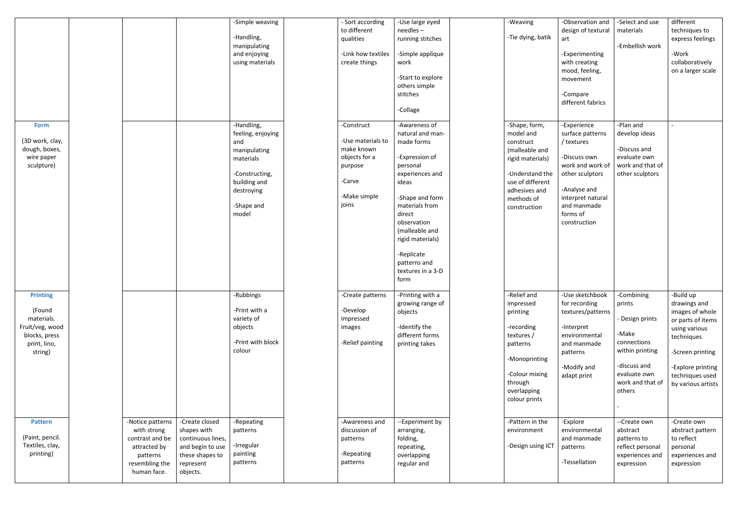|  |  |  |  |  |  |  |  |  |  |  |  |  |
|---|---|---|---|---|---|---|---|---|---|---|---|---|
|  |  |  |  | -Simple weaving<br><br>-Handling, manipulating and enjoying using materials |  | - Sort according to different qualities<br><br>-Link how textiles create things | -Use large eyed needles – running stitches<br><br>-Simple applique work<br><br>-Start to explore others simple stitches<br><br>-Collage |  | -Weaving<br><br>-Tie dying, batik | -Observation and design of textural art<br><br>-Experimenting with creating mood, feeling, movement<br><br>-Compare different fabrics | -Select and use materials<br><br>-Embellish work | different techniques to express feelings<br><br>-Work collaboratively on a larger scale |
| **Form**<br><br>(3D work, clay, dough, boxes, wire paper sculpture) |  |  |  | -Handling, feeling, enjoying and manipulating materials<br><br>-Constructing, building and destroying<br><br>-Shape and model |  | -Construct<br><br>-Use materials to make known objects for a purpose<br><br>-Carve<br><br>-Make simple joins | -Awareness of natural and man-made forms<br><br>-Expression of personal experiences and ideas<br><br>-Shape and form materials from direct observation (malleable and rigid materials)<br><br>-Replicate patterns and textures in a 3-D form |  | -Shape, form, model and construct (malleable and rigid materials)<br><br>-Understand the use of different adhesives and methods of construction | -Experience surface patterns / textures<br><br>-Discuss own work and work of other sculptors<br><br>-Analyse and interpret natural and manmade forms of construction | -Plan and develop ideas<br><br>-Discuss and evaluate own work and that of other sculptors | - |
| **Printing**<br><br>(Found materials. Fruit/veg, wood blocks, press print, lino, string) |  |  |  | -Rubbings<br><br>-Print with a variety of objects<br><br>-Print with block colour |  | -Create patterns<br><br>-Develop impressed images<br><br>-Relief painting | -Printing with a growing range of objects<br><br>-Identify the different forms printing takes |  | -Relief and impressed printing<br><br>-recording textures / patterns<br><br>-Monoprinting<br><br>-Colour mixing through overlapping colour prints | -Use sketchbook for recording textures/patterns<br><br>-Interpret environmental and manmade patterns<br><br>-Modify and adapt print | -Combining prints<br><br>- Design prints<br><br>-Make connections within printing<br><br>-discuss and evaluate own work and that of others<br><br>- | -Build up drawings and images of whole or parts of items using various techniques<br><br>-Screen printing<br><br>-Explore printing techniques used by various artists |
| **Pattern**<br><br>(Paint, pencil. Textiles, clay, printing) |  | -Notice patterns with strong contrast and be attracted by patterns resembling the human face. | -Create closed shapes with continuous lines, and begin to use these shapes to represent objects. | -Repeating patterns<br><br>-Irregular painting patterns |  | -Awareness and discussion of patterns<br><br>-Repeating patterns | --Experiment by arranging, folding, repeating, overlapping regular and |  | -Pattern in the environment<br><br>-Design using ICT | -Explore environmental and manmade patterns<br><br>-Tessellation | --Create own abstract patterns to reflect personal experiences and expression | -Create own abstract pattern to reflect personal experiences and expression |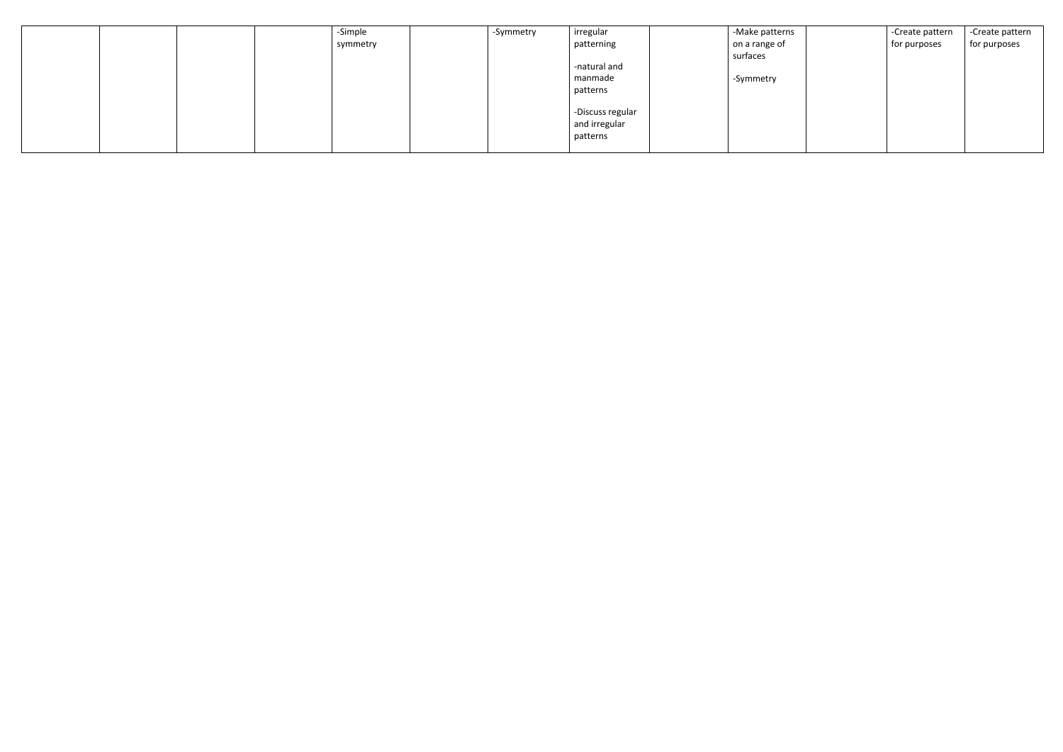| | | | | | | | | | | | | |
|---|---|---|---|---|---|---|---|---|---|---|---|---|
| | | | | -Simple symmetry | | -Symmetry | irregular patterning<br><br>-natural and manmade patterns<br><br>-Discuss regular and irregular patterns | | -Make patterns on a range of surfaces<br><br>-Symmetry | | -Create pattern for purposes | -Create pattern for purposes |